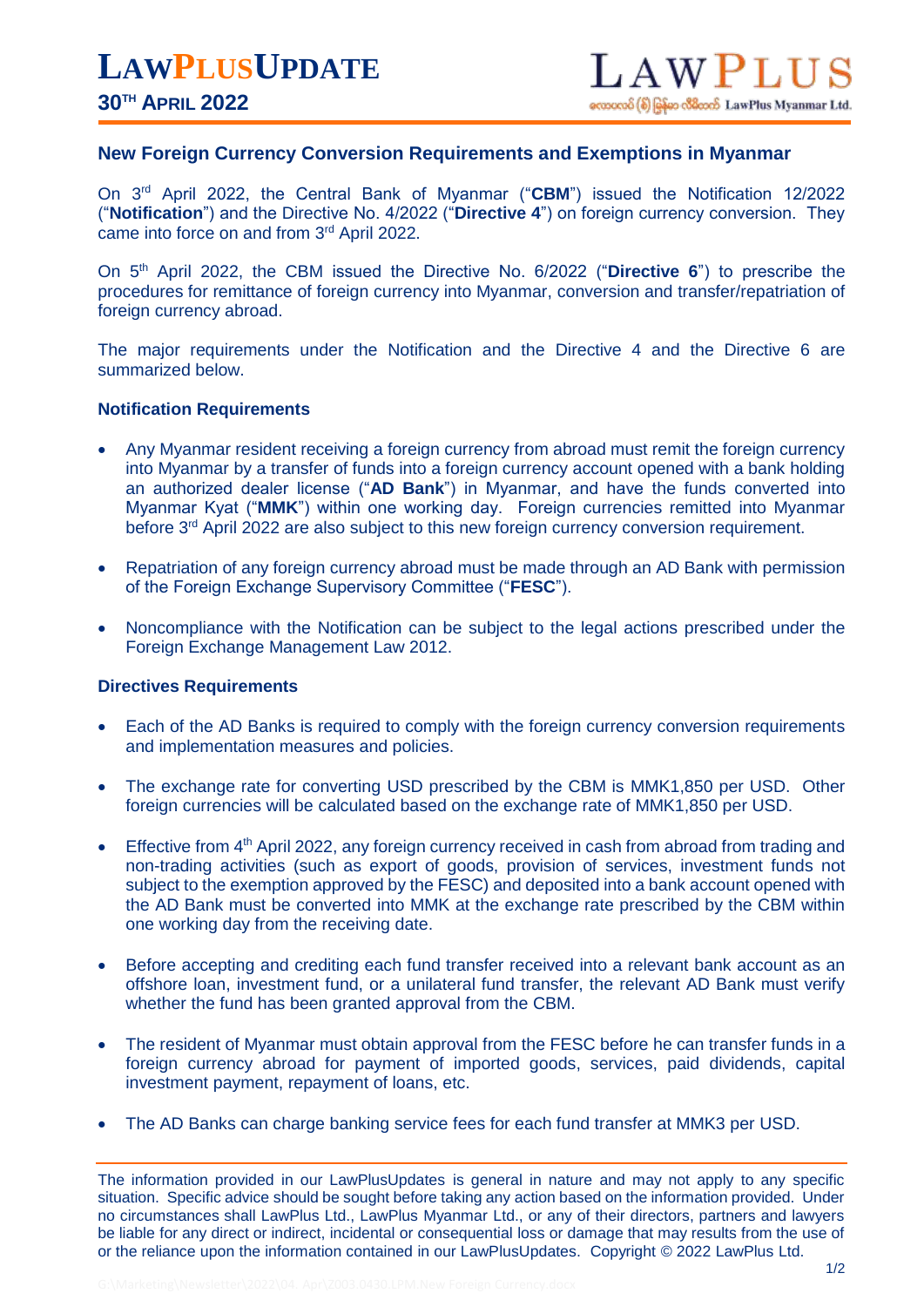# LawPlusUpdate

## 30th April 2022

### New Foreign Currency Conversion Requirements and Exemptions in Myanmar

On 3rd April 2022, the Central Bank of Myanmar ("**CBM**") issued the Notification 12/2022 ("**Notification**") and the Directive No. 4/2022 ("**Directive 4**") on foreign currency conversion. They came into force on and from 3rd April 2022.

On 5th April 2022, the CBM issued the Directive No. 6/2022 ("**Directive 6**") to prescribe the procedures for remittance of foreign currency into Myanmar, conversion and transfer/repatriation of foreign currency abroad.

The major requirements under the Notification and the Directive 4 and the Directive 6 are summarized below.

**Notification Requirements**

- Any Myanmar resident receiving a foreign currency from abroad must remit the foreign currency into Myanmar by a transfer of funds into a foreign currency account opened with a bank holding an authorized dealer license ("**AD Bank**") in Myanmar, and have the funds converted into Myanmar Kyat ("**MMK**") within one working day. Foreign currencies remitted into Myanmar before 3rd April 2022 are also subject to this new foreign currency conversion requirement.
- Repatriation of any foreign currency abroad must be made through an AD Bank with permission of the Foreign Exchange Supervisory Committee ("**FESC**").
- Noncompliance with the Notification can be subject to the legal actions prescribed under the Foreign Exchange Management Law 2012.

**Directives Requirements**

- Each of the AD Banks is required to comply with the foreign currency conversion requirements and implementation measures and policies.
- The exchange rate for converting USD prescribed by the CBM is MMK1,850 per USD. Other foreign currencies will be calculated based on the exchange rate of MMK1,850 per USD.
- Effective from 4th April 2022, any foreign currency received in cash from abroad from trading and non-trading activities (such as export of goods, provision of services, investment funds not subject to the exemption approved by the FESC) and deposited into a bank account opened with the AD Bank must be converted into MMK at the exchange rate prescribed by the CBM within one working day from the receiving date.
- Before accepting and crediting each fund transfer received into a relevant bank account as an offshore loan, investment fund, or a unilateral fund transfer, the relevant AD Bank must verify whether the fund has been granted approval from the CBM.
- The resident of Myanmar must obtain approval from the FESC before he can transfer funds in a foreign currency abroad for payment of imported goods, services, paid dividends, capital investment payment, repayment of loans, etc.
- The AD Banks can charge banking service fees for each fund transfer at MMK3 per USD.

---

The information provided in our LawPlusUpdates is general in nature and may not apply to any specific situation. Specific advice should be sought before taking any action based on the information provided. Under no circumstances shall LawPlus Ltd., LawPlus Myanmar Ltd., or any of their directors, partners and lawyers be liable for any direct or indirect, incidental or consequential loss or damage that may results from the use of or the reliance upon the information contained in our LawPlusUpdates. Copyright © 2022 LawPlus Ltd.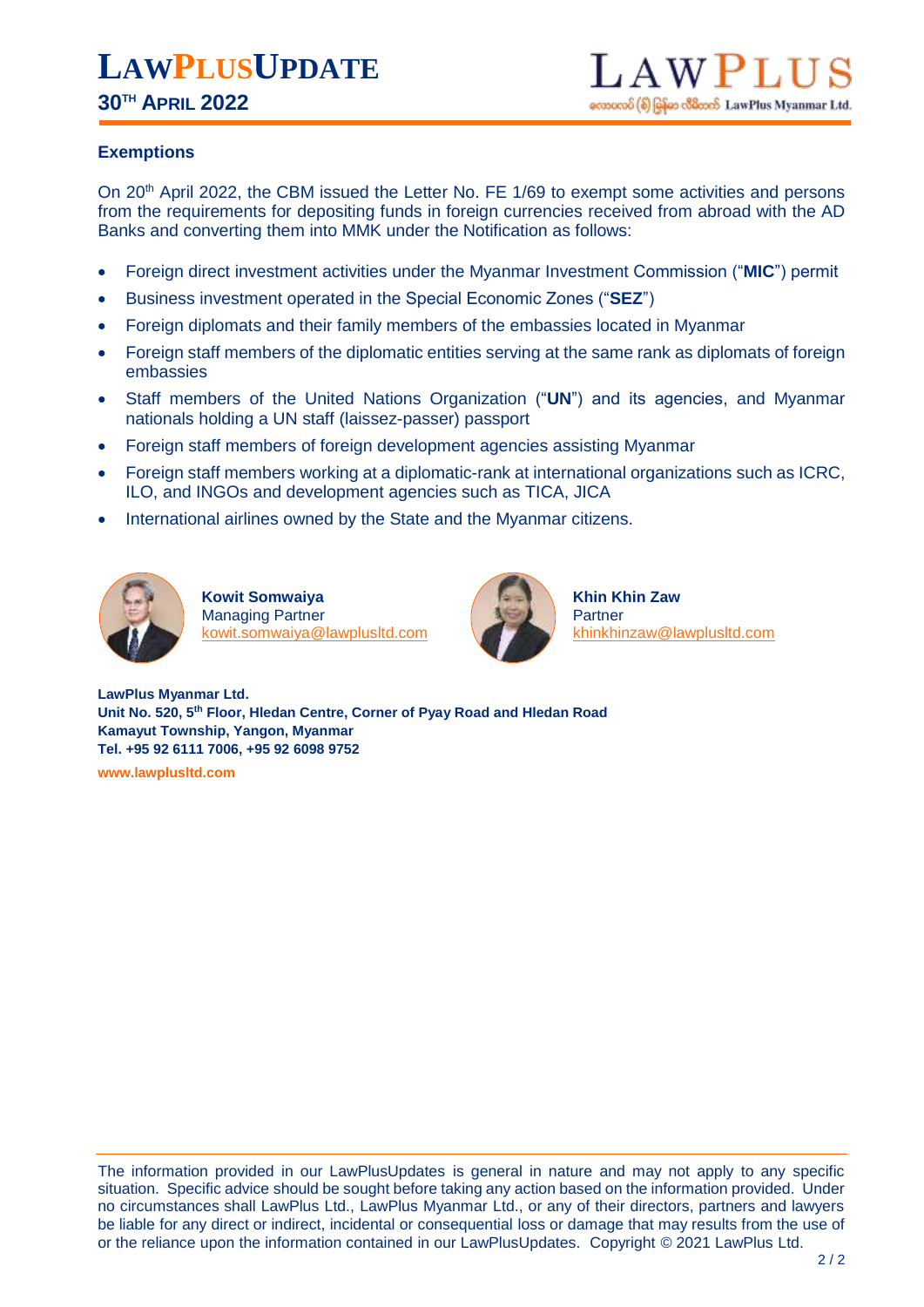### Exemptions

On 20th April 2022, the CBM issued the Letter No. FE 1/69 to exempt some activities and persons from the requirements for depositing funds in foreign currencies received from abroad with the AD Banks and converting them into MMK under the Notification as follows:

- Foreign direct investment activities under the Myanmar Investment Commission ("**MIC**") permit
- Business investment operated in the Special Economic Zones ("**SEZ**")
- Foreign diplomats and their family members of the embassies located in Myanmar
- Foreign staff members of the diplomatic entities serving at the same rank as diplomats of foreign embassies
- Staff members of the United Nations Organization ("**UN**") and its agencies, and Myanmar nationals holding a UN staff (laissez-passer) passport
- Foreign staff members of foreign development agencies assisting Myanmar
- Foreign staff members working at a diplomatic-rank at international organizations such as ICRC, ILO, and INGOs and development agencies such as TICA, JICA
- International airlines owned by the State and the Myanmar citizens.

**Kowit Somwaiya**
Managing Partner
kowit.somwaiya@lawplusltd.com

**Khin Khin Zaw**
Partner
khinkhinzaw@lawplusltd.com

**LawPlus Myanmar Ltd.**
**Unit No. 520, 5th Floor, Hledan Centre, Corner of Pyay Road and Hledan Road**
**Kamayut Township, Yangon, Myanmar**
**Tel. +95 92 6111 7006, +95 92 6098 9752**

**www.lawplusltd.com**

The information provided in our LawPlusUpdates is general in nature and may not apply to any specific situation. Specific advice should be sought before taking any action based on the information provided. Under no circumstances shall LawPlus Ltd., LawPlus Myanmar Ltd., or any of their directors, partners and lawyers be liable for any direct or indirect, incidental or consequential loss or damage that may results from the use of or the reliance upon the information contained in our LawPlusUpdates. Copyright © 2021 LawPlus Ltd.